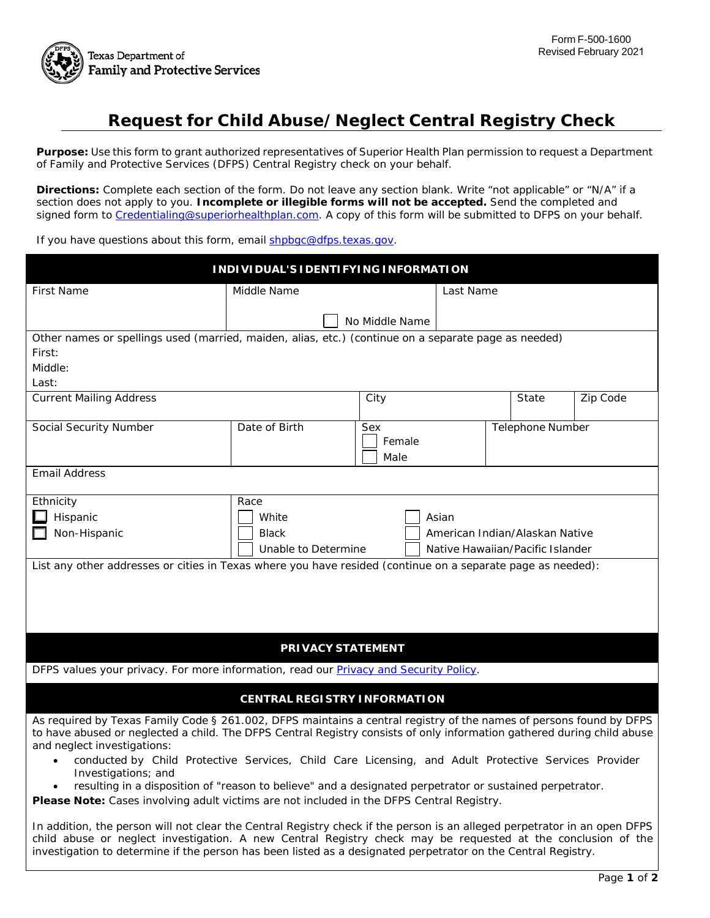Texas Department of Family and Protective Services

Form F-500-1600
Revised February 2021

# Request for Child Abuse/Neglect Central Registry Check

**Purpose:** Use this form to grant authorized representatives of Superior Health Plan permission to request a Department of Family and Protective Services (DFPS) Central Registry check on your behalf.

**Directions:** Complete each section of the form. Do not leave any section blank. Write "not applicable" or "N/A" if a section does not apply to you. **Incomplete or illegible forms will not be accepted.** Send the completed and signed form to Credentialing@superiorhealthplan.com. A copy of this form will be submitted to DFPS on your behalf.

If you have questions about this form, email shpbgc@dfps.texas.gov.

## INDIVIDUAL'S IDENTIFYING INFORMATION

| First Name | Middle Name | Last Name |
|---|---|---|
| | ☐ No Middle Name | |

Other names or spellings used (married, maiden, alias, etc.) (continue on a separate page as needed)
First:
Middle:
Last:

| Current Mailing Address | City | State | Zip Code |
|---|---|---|---|
| | | | |

| Social Security Number | Date of Birth | Sex | Telephone Number |
|---|---|---|---|
| | | ☐ Female<br>☐ Male | |

Email Address

| Ethnicity | Race | |
|---|---|---|
| ☐ Hispanic | ☐ White | ☐ Asian |
| ☐ Non-Hispanic | ☐ Black | ☐ American Indian/Alaskan Native |
| | ☐ Unable to Determine | ☐ Native Hawaiian/Pacific Islander |

List any other addresses or cities in Texas where you have resided (continue on a separate page as needed):

## PRIVACY STATEMENT

DFPS values your privacy. For more information, read our Privacy and Security Policy.

## CENTRAL REGISTRY INFORMATION

As required by Texas Family Code § 261.002, DFPS maintains a central registry of the names of persons found by DFPS to have abused or neglected a child. The DFPS Central Registry consists of only information gathered during child abuse and neglect investigations:

- conducted by Child Protective Services, Child Care Licensing, and Adult Protective Services Provider Investigations; and
- resulting in a disposition of "reason to believe" and a designated perpetrator or sustained perpetrator.

**Please Note:** Cases involving adult victims are not included in the DFPS Central Registry.

In addition, the person will not clear the Central Registry check if the person is an alleged perpetrator in an open DFPS child abuse or neglect investigation. A new Central Registry check may be requested at the conclusion of the investigation to determine if the person has been listed as a designated perpetrator on the Central Registry.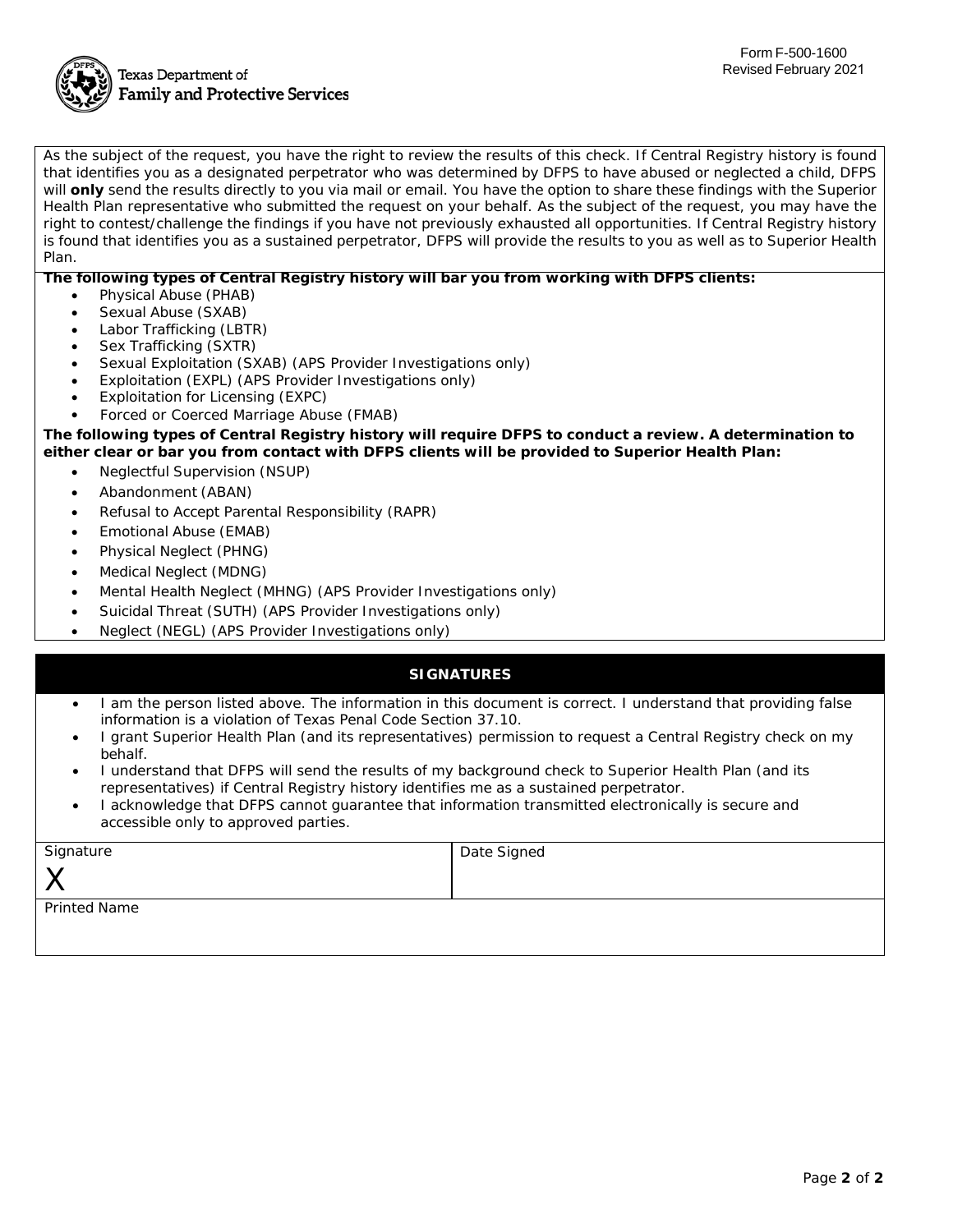As the subject of the request, you have the right to review the results of this check. If Central Registry history is found that identifies you as a designated perpetrator who was determined by DFPS to have abused or neglected a child, DFPS will **only** send the results directly to you via mail or email. You have the option to share these findings with the Superior Health Plan representative who submitted the request on your behalf. As the subject of the request, you may have the right to contest/challenge the findings if you have not previously exhausted all opportunities. If Central Registry history is found that identifies you as a sustained perpetrator, DFPS will provide the results to you as well as to Superior Health Plan.

**The following types of Central Registry history will bar you from working with DFPS clients:**

- Physical Abuse (PHAB)
- Sexual Abuse (SXAB)
- Labor Trafficking (LBTR)
- Sex Trafficking (SXTR)
- Sexual Exploitation (SXAB) (APS Provider Investigations only)
- Exploitation (EXPL) (APS Provider Investigations only)
- Exploitation for Licensing (EXPC)
- Forced or Coerced Marriage Abuse (FMAB)

**The following types of Central Registry history will require DFPS to conduct a review. A determination to either clear or bar you from contact with DFPS clients will be provided to Superior Health Plan:**

- Neglectful Supervision (NSUP)
- Abandonment (ABAN)
- Refusal to Accept Parental Responsibility (RAPR)
- Emotional Abuse (EMAB)
- Physical Neglect (PHNG)
- Medical Neglect (MDNG)
- Mental Health Neglect (MHNG) (APS Provider Investigations only)
- Suicidal Threat (SUTH) (APS Provider Investigations only)
- Neglect (NEGL) (APS Provider Investigations only)

## SIGNATURES

- I am the person listed above. The information in this document is correct. I understand that providing false information is a violation of Texas Penal Code Section 37.10.
- I grant Superior Health Plan (and its representatives) permission to request a Central Registry check on my behalf.
- I understand that DFPS will send the results of my background check to Superior Health Plan (and its representatives) if Central Registry history identifies me as a sustained perpetrator.
- I acknowledge that DFPS cannot guarantee that information transmitted electronically is secure and accessible only to approved parties.

| Signature | Date Signed |
| --- | --- |
| X | |

Printed Name